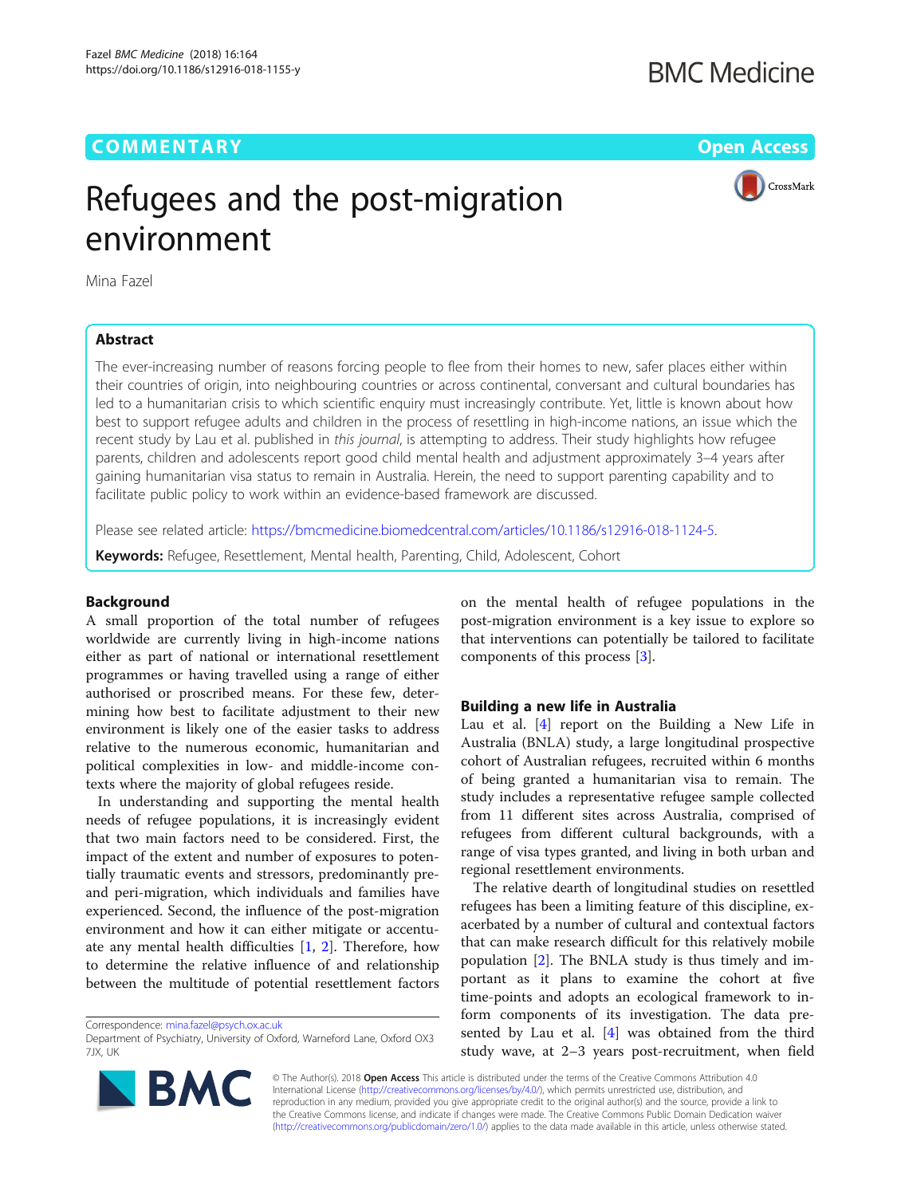COMMENTARY Open Access

# Refugees and the post-migration environment

Mina Fazel

## Abstract

The ever-increasing number of reasons forcing people to flee from their homes to new, safer places either within their countries of origin, into neighbouring countries or across continental, conversant and cultural boundaries has led to a humanitarian crisis to which scientific enquiry must increasingly contribute. Yet, little is known about how best to support refugee adults and children in the process of resettling in high-income nations, an issue which the recent study by Lau et al. published in *this journal*, is attempting to address. Their study highlights how refugee parents, children and adolescents report good child mental health and adjustment approximately 3–4 years after gaining humanitarian visa status to remain in Australia. Herein, the need to support parenting capability and to facilitate public policy to work within an evidence-based framework are discussed.

Please see related article: https://bmcmedicine.biomedcentral.com/articles/10.1186/s12916-018-1124-5.

**Keywords:** Refugee, Resettlement, Mental health, Parenting, Child, Adolescent, Cohort

## Background

A small proportion of the total number of refugees worldwide are currently living in high-income nations either as part of national or international resettlement programmes or having travelled using a range of either authorised or proscribed means. For these few, determining how best to facilitate adjustment to their new environment is likely one of the easier tasks to address relative to the numerous economic, humanitarian and political complexities in low- and middle-income contexts where the majority of global refugees reside.

In understanding and supporting the mental health needs of refugee populations, it is increasingly evident that two main factors need to be considered. First, the impact of the extent and number of exposures to potentially traumatic events and stressors, predominantly pre- and peri-migration, which individuals and families have experienced. Second, the influence of the post-migration environment and how it can either mitigate or accentuate any mental health difficulties [1, 2]. Therefore, how to determine the relative influence of and relationship between the multitude of potential resettlement factors on the mental health of refugee populations in the post-migration environment is a key issue to explore so that interventions can potentially be tailored to facilitate components of this process [3].

## Building a new life in Australia

Lau et al. [4] report on the Building a New Life in Australia (BNLA) study, a large longitudinal prospective cohort of Australian refugees, recruited within 6 months of being granted a humanitarian visa to remain. The study includes a representative refugee sample collected from 11 different sites across Australia, comprised of refugees from different cultural backgrounds, with a range of visa types granted, and living in both urban and regional resettlement environments.

The relative dearth of longitudinal studies on resettled refugees has been a limiting feature of this discipline, exacerbated by a number of cultural and contextual factors that can make research difficult for this relatively mobile population [2]. The BNLA study is thus timely and important as it plans to examine the cohort at five time-points and adopts an ecological framework to inform components of its investigation. The data presented by Lau et al. [4] was obtained from the third study wave, at 2–3 years post-recruitment, when field

Correspondence: mina.fazel@psych.ox.ac.uk
Department of Psychiatry, University of Oxford, Warneford Lane, Oxford OX3 7JX, UK

© The Author(s). 2018 **Open Access** This article is distributed under the terms of the Creative Commons Attribution 4.0 International License (http://creativecommons.org/licenses/by/4.0/), which permits unrestricted use, distribution, and reproduction in any medium, provided you give appropriate credit to the original author(s) and the source, provide a link to the Creative Commons license, and indicate if changes were made. The Creative Commons Public Domain Dedication waiver (http://creativecommons.org/publicdomain/zero/1.0/) applies to the data made available in this article, unless otherwise stated.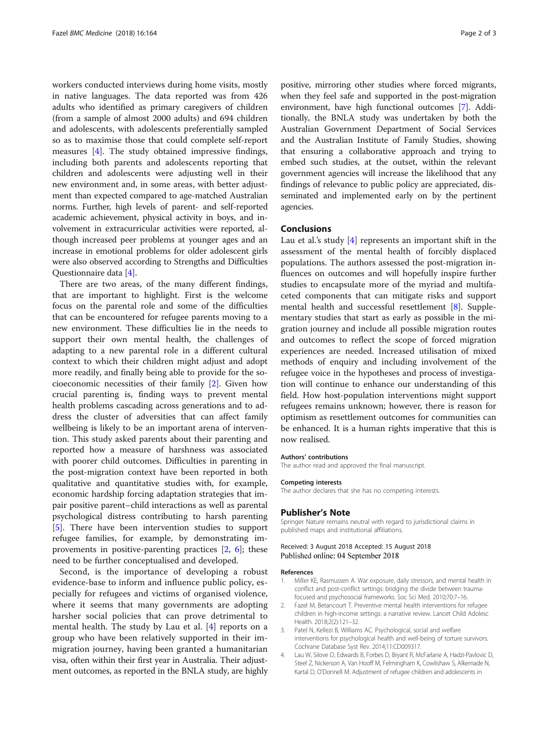workers conducted interviews during home visits, mostly in native languages. The data reported was from 426 adults who identified as primary caregivers of children (from a sample of almost 2000 adults) and 694 children and adolescents, with adolescents preferentially sampled so as to maximise those that could complete self-report measures [4]. The study obtained impressive findings, including both parents and adolescents reporting that children and adolescents were adjusting well in their new environment and, in some areas, with better adjustment than expected compared to age-matched Australian norms. Further, high levels of parent- and self-reported academic achievement, physical activity in boys, and involvement in extracurricular activities were reported, although increased peer problems at younger ages and an increase in emotional problems for older adolescent girls were also observed according to Strengths and Difficulties Questionnaire data [4].

There are two areas, of the many different findings, that are important to highlight. First is the welcome focus on the parental role and some of the difficulties that can be encountered for refugee parents moving to a new environment. These difficulties lie in the needs to support their own mental health, the challenges of adapting to a new parental role in a different cultural context to which their children might adjust and adopt more readily, and finally being able to provide for the socioeconomic necessities of their family [2]. Given how crucial parenting is, finding ways to prevent mental health problems cascading across generations and to address the cluster of adversities that can affect family wellbeing is likely to be an important arena of intervention. This study asked parents about their parenting and reported how a measure of harshness was associated with poorer child outcomes. Difficulties in parenting in the post-migration context have been reported in both qualitative and quantitative studies with, for example, economic hardship forcing adaptation strategies that impair positive parent–child interactions as well as parental psychological distress contributing to harsh parenting [5]. There have been intervention studies to support refugee families, for example, by demonstrating improvements in positive-parenting practices [2, 6]; these need to be further conceptualised and developed.

Second, is the importance of developing a robust evidence-base to inform and influence public policy, especially for refugees and victims of organised violence, where it seems that many governments are adopting harsher social policies that can prove detrimental to mental health. The study by Lau et al. [4] reports on a group who have been relatively supported in their immigration journey, having been granted a humanitarian visa, often within their first year in Australia. Their adjustment outcomes, as reported in the BNLA study, are highly positive, mirroring other studies where forced migrants, when they feel safe and supported in the post-migration environment, have high functional outcomes [7]. Additionally, the BNLA study was undertaken by both the Australian Government Department of Social Services and the Australian Institute of Family Studies, showing that ensuring a collaborative approach and trying to embed such studies, at the outset, within the relevant government agencies will increase the likelihood that any findings of relevance to public policy are appreciated, disseminated and implemented early on by the pertinent agencies.

## Conclusions

Lau et al.'s study [4] represents an important shift in the assessment of the mental health of forcibly displaced populations. The authors assessed the post-migration influences on outcomes and will hopefully inspire further studies to encapsulate more of the myriad and multifaceted components that can mitigate risks and support mental health and successful resettlement [8]. Supplementary studies that start as early as possible in the migration journey and include all possible migration routes and outcomes to reflect the scope of forced migration experiences are needed. Increased utilisation of mixed methods of enquiry and including involvement of the refugee voice in the hypotheses and process of investigation will continue to enhance our understanding of this field. How host-population interventions might support refugees remains unknown; however, there is reason for optimism as resettlement outcomes for communities can be enhanced. It is a human rights imperative that this is now realised.

#### Authors' contributions

The author read and approved the final manuscript.

#### Competing interests

The author declares that she has no competing interests.

### Publisher's Note

Springer Nature remains neutral with regard to jurisdictional claims in published maps and institutional affiliations.

Received: 3 August 2018 Accepted: 15 August 2018
Published online: 04 September 2018

#### References

1. Miller KE, Rasmussen A. War exposure, daily stressors, and mental health in conflict and post-conflict settings: bridging the divide between trauma-focused and psychosocial frameworks. Soc Sci Med. 2010;70:7–16.
2. Fazel M, Betancourt T. Preventive mental health interventions for refugee children in high-income settings: a narrative review. Lancet Child Adolesc Health. 2018;2(2):121–32.
3. Patel N, Kellezi B, Williams AC. Psychological, social and welfare interventions for psychological health and well-being of torture survivors. Cochrane Database Syst Rev. 2014;11:CD009317.
4. Lau W, Silove D, Edwards B, Forbes D, Bryant R, McFarlane A, Hadzi-Pavlovic D, Steel Z, Nickerson A, Van Hooff M, Felmingham K, Cowlishaw S, Alkemade N, Kartal D, O'Donnell M. Adjustment of refugee children and adolescents in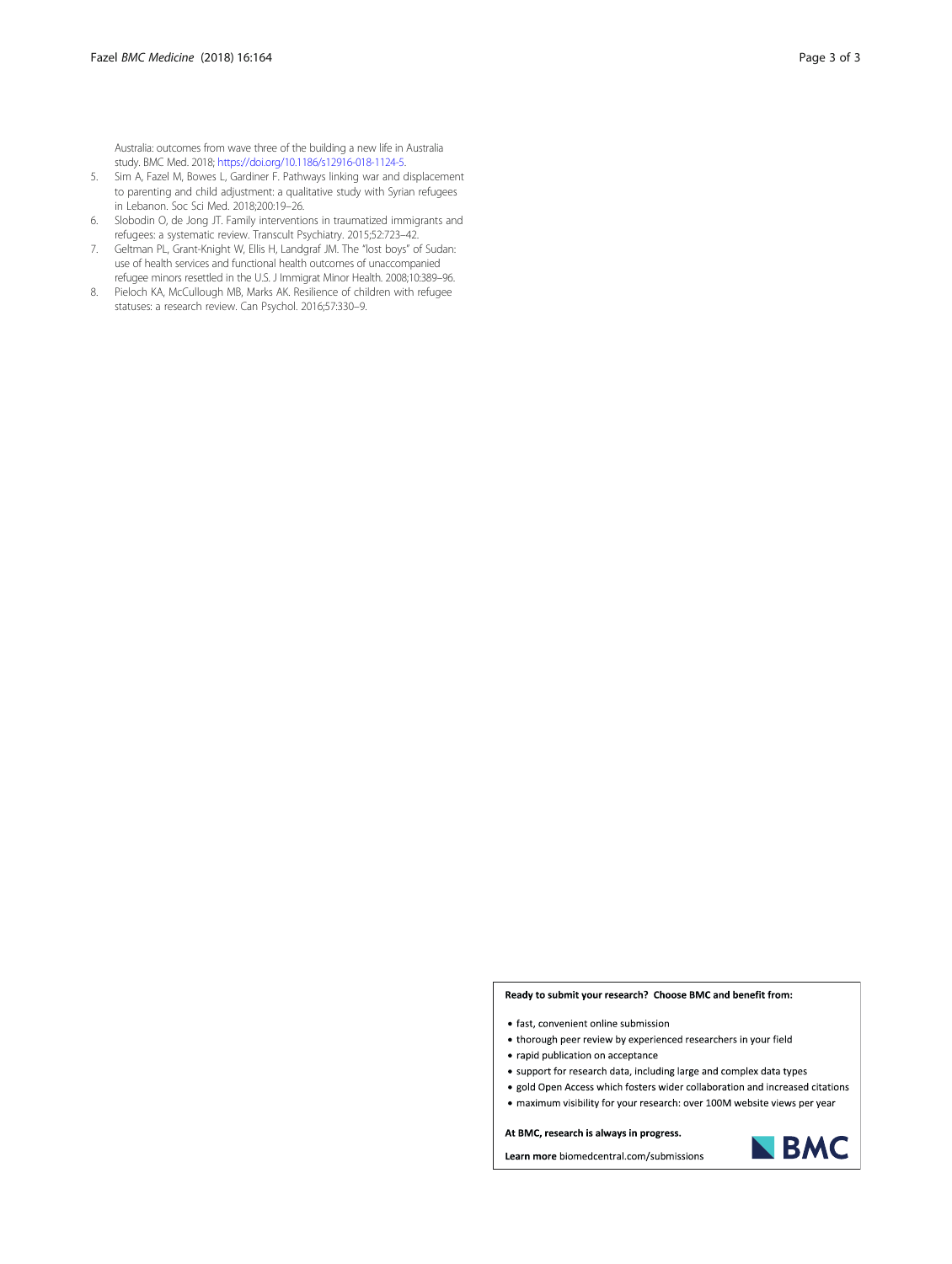Australia: outcomes from wave three of the building a new life in Australia study. BMC Med. 2018; https://doi.org/10.1186/s12916-018-1124-5.

5. Sim A, Fazel M, Bowes L, Gardiner F. Pathways linking war and displacement to parenting and child adjustment: a qualitative study with Syrian refugees in Lebanon. Soc Sci Med. 2018;200:19–26.
6. Slobodin O, de Jong JT. Family interventions in traumatized immigrants and refugees: a systematic review. Transcult Psychiatry. 2015;52:723–42.
7. Geltman PL, Grant-Knight W, Ellis H, Landgraf JM. The "lost boys" of Sudan: use of health services and functional health outcomes of unaccompanied refugee minors resettled in the U.S. J Immigrat Minor Health. 2008;10:389–96.
8. Pieloch KA, McCullough MB, Marks AK. Resilience of children with refugee statuses: a research review. Can Psychol. 2016;57:330–9.

**Ready to submit your research? Choose BMC and benefit from:**

- fast, convenient online submission
- thorough peer review by experienced researchers in your field
- rapid publication on acceptance
- support for research data, including large and complex data types
- gold Open Access which fosters wider collaboration and increased citations
- maximum visibility for your research: over 100M website views per year

**At BMC, research is always in progress.**

**Learn more** biomedcentral.com/submissions

BMC